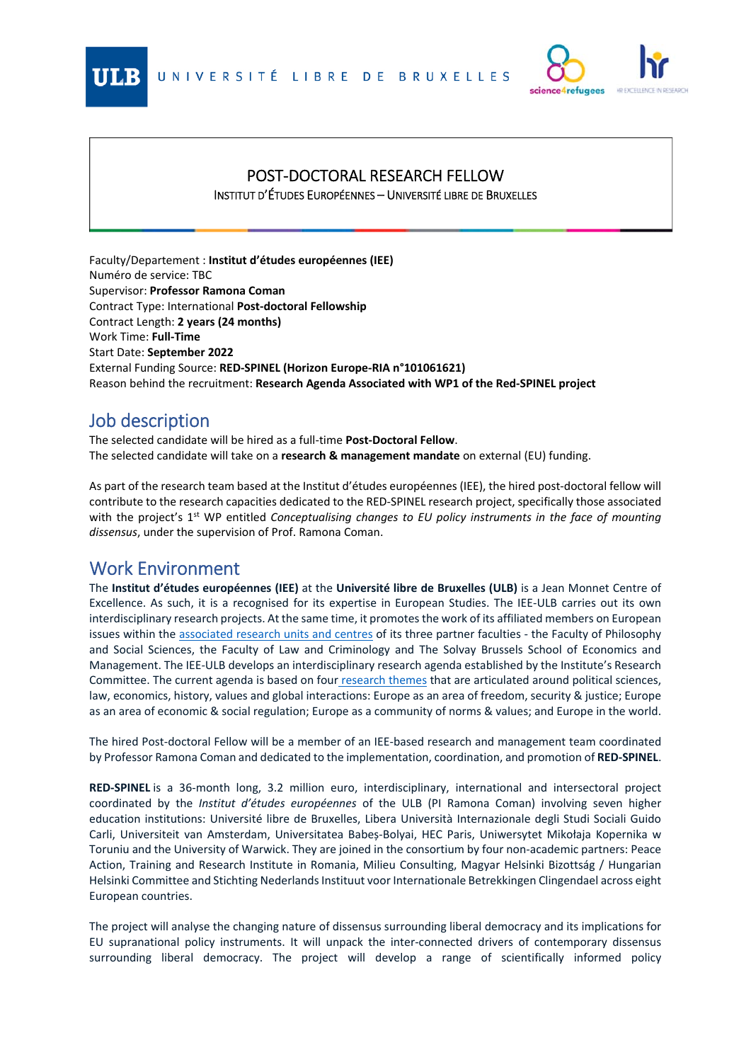# POST-DOCTORAL RESEARCH FELLOW

INSTITUT D'ÉTUDES EUROPÉENNES – UNIVERSITÉ LIBRE DE BRUXELLES

Faculty/Departement : **Institut d'études européennes (IEE)**
Numéro de service: TBC
Supervisor: **Professor Ramona Coman**
Contract Type: International **Post-doctoral Fellowship**
Contract Length: **2 years (24 months)**
Work Time: **Full-Time**
Start Date: **September 2022**
External Funding Source: **RED-SPINEL (Horizon Europe-RIA n°101061621)**
Reason behind the recruitment: **Research Agenda Associated with WP1 of the Red-SPINEL project**

## Job description

The selected candidate will be hired as a full-time **Post-Doctoral Fellow**.
The selected candidate will take on a **research & management mandate** on external (EU) funding.

As part of the research team based at the Institut d'études européennes (IEE), the hired post-doctoral fellow will contribute to the research capacities dedicated to the RED-SPINEL research project, specifically those associated with the project's 1st WP entitled *Conceptualising changes to EU policy instruments in the face of mounting dissensus*, under the supervision of Prof. Ramona Coman.

## Work Environment

The **Institut d'études européennes (IEE)** at the **Université libre de Bruxelles (ULB)** is a Jean Monnet Centre of Excellence. As such, it is a recognised for its expertise in European Studies. The IEE-ULB carries out its own interdisciplinary research projects. At the same time, it promotes the work of its affiliated members on European issues within the associated research units and centres of its three partner faculties - the Faculty of Philosophy and Social Sciences, the Faculty of Law and Criminology and The Solvay Brussels School of Economics and Management. The IEE-ULB develops an interdisciplinary research agenda established by the Institute's Research Committee. The current agenda is based on four research themes that are articulated around political sciences, law, economics, history, values and global interactions: Europe as an area of freedom, security & justice; Europe as an area of economic & social regulation; Europe as a community of norms & values; and Europe in the world.

The hired Post-doctoral Fellow will be a member of an IEE-based research and management team coordinated by Professor Ramona Coman and dedicated to the implementation, coordination, and promotion of **RED-SPINEL**.

**RED-SPINEL** is a 36-month long, 3.2 million euro, interdisciplinary, international and intersectoral project coordinated by the *Institut d'études européennes* of the ULB (PI Ramona Coman) involving seven higher education institutions: Université libre de Bruxelles, Libera Università Internazionale degli Studi Sociali Guido Carli, Universiteit van Amsterdam, Universitatea Babeș-Bolyai, HEC Paris, Uniwersytet Mikołaja Kopernika w Toruniu and the University of Warwick. They are joined in the consortium by four non-academic partners: Peace Action, Training and Research Institute in Romania, Milieu Consulting, Magyar Helsinki Bizottság / Hungarian Helsinki Committee and Stichting Nederlands Instituut voor Internationale Betrekkingen Clingendael across eight European countries.

The project will analyse the changing nature of dissensus surrounding liberal democracy and its implications for EU supranational policy instruments. It will unpack the inter-connected drivers of contemporary dissensus surrounding liberal democracy. The project will develop a range of scientifically informed policy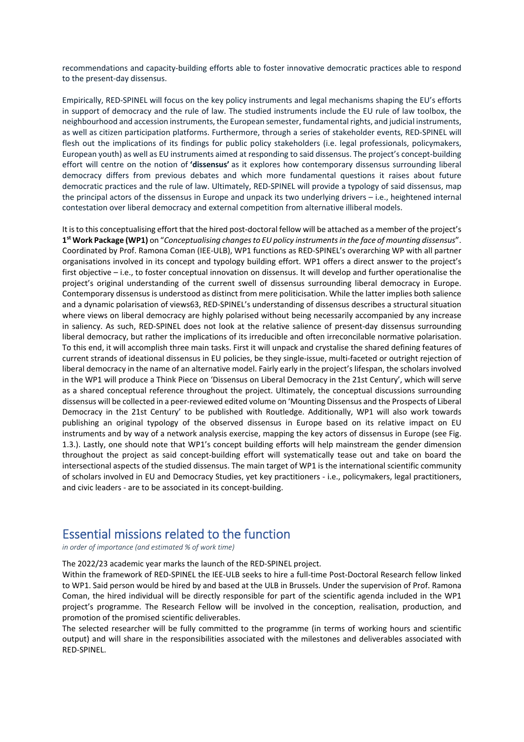recommendations and capacity-building efforts able to foster innovative democratic practices able to respond to the present-day dissensus.

Empirically, RED-SPINEL will focus on the key policy instruments and legal mechanisms shaping the EU's efforts in support of democracy and the rule of law. The studied instruments include the EU rule of law toolbox, the neighbourhood and accession instruments, the European semester, fundamental rights, and judicial instruments, as well as citizen participation platforms. Furthermore, through a series of stakeholder events, RED-SPINEL will flesh out the implications of its findings for public policy stakeholders (i.e. legal professionals, policymakers, European youth) as well as EU instruments aimed at responding to said dissensus. The project's concept-building effort will centre on the notion of **'dissensus'** as it explores how contemporary dissensus surrounding liberal democracy differs from previous debates and which more fundamental questions it raises about future democratic practices and the rule of law. Ultimately, RED-SPINEL will provide a typology of said dissensus, map the principal actors of the dissensus in Europe and unpack its two underlying drivers – i.e., heightened internal contestation over liberal democracy and external competition from alternative illiberal models.

It is to this conceptualising effort that the hired post-doctoral fellow will be attached as a member of the project's **1st Work Package (WP1)** on "*Conceptualising changes to EU policy instruments in the face of mounting dissensus*". Coordinated by Prof. Ramona Coman (IEE-ULB), WP1 functions as RED-SPINEL's overarching WP with all partner organisations involved in its concept and typology building effort. WP1 offers a direct answer to the project's first objective – i.e., to foster conceptual innovation on dissensus. It will develop and further operationalise the project's original understanding of the current swell of dissensus surrounding liberal democracy in Europe. Contemporary dissensus is understood as distinct from mere politicisation. While the latter implies both salience and a dynamic polarisation of views63, RED-SPINEL's understanding of dissensus describes a structural situation where views on liberal democracy are highly polarised without being necessarily accompanied by any increase in saliency. As such, RED-SPINEL does not look at the relative salience of present-day dissensus surrounding liberal democracy, but rather the implications of its irreducible and often irreconcilable normative polarisation. To this end, it will accomplish three main tasks. First it will unpack and crystalise the shared defining features of current strands of ideational dissensus in EU policies, be they single-issue, multi-faceted or outright rejection of liberal democracy in the name of an alternative model. Fairly early in the project's lifespan, the scholars involved in the WP1 will produce a Think Piece on 'Dissensus on Liberal Democracy in the 21st Century', which will serve as a shared conceptual reference throughout the project. Ultimately, the conceptual discussions surrounding dissensus will be collected in a peer-reviewed edited volume on 'Mounting Dissensus and the Prospects of Liberal Democracy in the 21st Century' to be published with Routledge. Additionally, WP1 will also work towards publishing an original typology of the observed dissensus in Europe based on its relative impact on EU instruments and by way of a network analysis exercise, mapping the key actors of dissensus in Europe (see Fig. 1.3.). Lastly, one should note that WP1's concept building efforts will help mainstream the gender dimension throughout the project as said concept-building effort will systematically tease out and take on board the intersectional aspects of the studied dissensus. The main target of WP1 is the international scientific community of scholars involved in EU and Democracy Studies, yet key practitioners - i.e., policymakers, legal practitioners, and civic leaders - are to be associated in its concept-building.

## Essential missions related to the function

*in order of importance (and estimated % of work time)*

The 2022/23 academic year marks the launch of the RED-SPINEL project.

Within the framework of RED-SPINEL the IEE-ULB seeks to hire a full-time Post-Doctoral Research fellow linked to WP1. Said person would be hired by and based at the ULB in Brussels. Under the supervision of Prof. Ramona Coman, the hired individual will be directly responsible for part of the scientific agenda included in the WP1 project's programme. The Research Fellow will be involved in the conception, realisation, production, and promotion of the promised scientific deliverables.

The selected researcher will be fully committed to the programme (in terms of working hours and scientific output) and will share in the responsibilities associated with the milestones and deliverables associated with RED-SPINEL.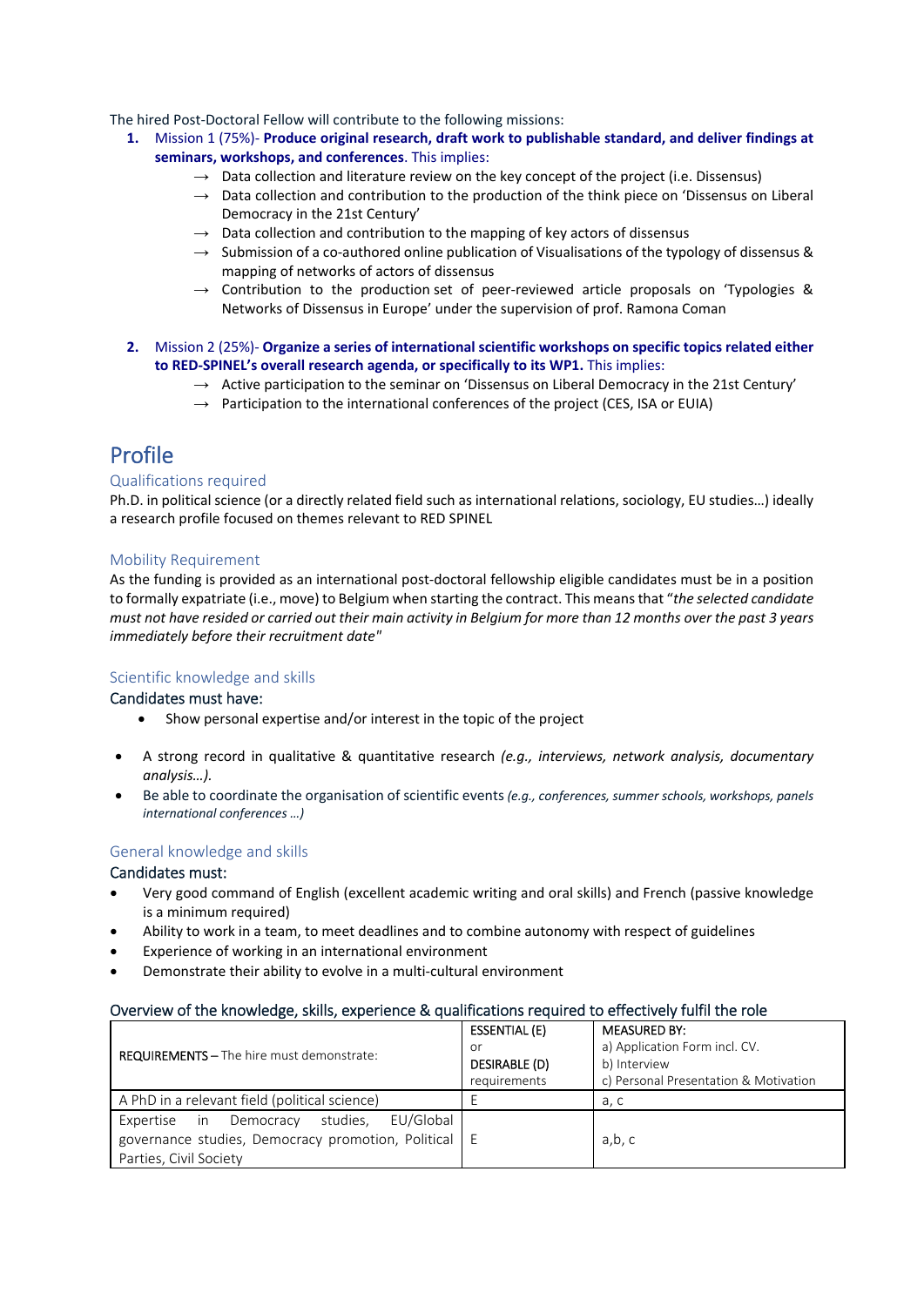The hired Post-Doctoral Fellow will contribute to the following missions:

1. Mission 1 (75%)- **Produce original research, draft work to publishable standard, and deliver findings at seminars, workshops, and conferences**. This implies:
   - → Data collection and literature review on the key concept of the project (i.e. Dissensus)
   - → Data collection and contribution to the production of the think piece on 'Dissensus on Liberal Democracy in the 21st Century'
   - → Data collection and contribution to the mapping of key actors of dissensus
   - → Submission of a co-authored online publication of Visualisations of the typology of dissensus & mapping of networks of actors of dissensus
   - → Contribution to the production set of peer-reviewed article proposals on 'Typologies & Networks of Dissensus in Europe' under the supervision of prof. Ramona Coman

2. Mission 2 (25%)- **Organize a series of international scientific workshops on specific topics related either to RED-SPINEL's overall research agenda, or specifically to its WP1.** This implies:
   - → Active participation to the seminar on 'Dissensus on Liberal Democracy in the 21st Century'
   - → Participation to the international conferences of the project (CES, ISA or EUIA)

# Profile

### Qualifications required

Ph.D. in political science (or a directly related field such as international relations, sociology, EU studies…) ideally a research profile focused on themes relevant to RED SPINEL

### Mobility Requirement

As the funding is provided as an international post-doctoral fellowship eligible candidates must be in a position to formally expatriate (i.e., move) to Belgium when starting the contract. This means that "*the selected candidate must not have resided or carried out their main activity in Belgium for more than 12 months over the past 3 years immediately before their recruitment date*"

### Scientific knowledge and skills

Candidates must have:

- Show personal expertise and/or interest in the topic of the project
- A strong record in qualitative & quantitative research *(e.g., interviews, network analysis, documentary analysis…).*
- Be able to coordinate the organisation of scientific events *(e.g., conferences, summer schools, workshops, panels international conferences …)*

### General knowledge and skills

Candidates must:

- Very good command of English (excellent academic writing and oral skills) and French (passive knowledge is a minimum required)
- Ability to work in a team, to meet deadlines and to combine autonomy with respect of guidelines
- Experience of working in an international environment
- Demonstrate their ability to evolve in a multi-cultural environment

### Overview of the knowledge, skills, experience & qualifications required to effectively fulfil the role

| REQUIREMENTS – The hire must demonstrate: | ESSENTIAL (E) or DESIRABLE (D) requirements | MEASURED BY: a) Application Form incl. CV. b) Interview c) Personal Presentation & Motivation |
|---|---|---|
| A PhD in a relevant field (political science) | E | a, c |
| Expertise in Democracy studies, EU/Global governance studies, Democracy promotion, Political Parties, Civil Society | E | a,b, c |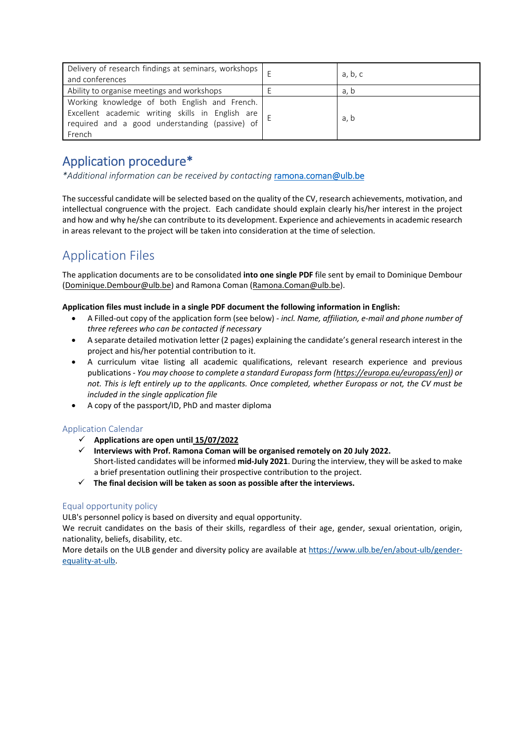| | | |
|---|---|---|
| Delivery of research findings at seminars, workshops and conferences | E | a, b, c |
| Ability to organise meetings and workshops | E | a, b |
| Working knowledge of both English and French. Excellent academic writing skills in English are required and a good understanding (passive) of French | E | a, b |

## Application procedure*

*\*Additional information can be received by contacting [ramona.coman@ulb.be](mailto:ramona.coman@ulb.be)*

The successful candidate will be selected based on the quality of the CV, research achievements, motivation, and intellectual congruence with the project. Each candidate should explain clearly his/her interest in the project and how and why he/she can contribute to its development. Experience and achievements in academic research in areas relevant to the project will be taken into consideration at the time of selection.

## Application Files

The application documents are to be consolidated **into one single PDF** file sent by email to Dominique Dembour (Dominique.Dembour@ulb.be) and Ramona Coman (Ramona.Coman@ulb.be).

**Application files must include in a single PDF document the following information in English:**

- A Filled-out copy of the application form (see below) - *incl. Name, affiliation, e-mail and phone number of three referees who can be contacted if necessary*
- A separate detailed motivation letter (2 pages) explaining the candidate's general research interest in the project and his/her potential contribution to it.
- A curriculum vitae listing all academic qualifications, relevant research experience and previous publications - *You may choose to complete a standard Europass form (https://europa.eu/europass/en)) or not. This is left entirely up to the applicants. Once completed, whether Europass or not, the CV must be included in the single application file*
- A copy of the passport/ID, PhD and master diploma

### Application Calendar

- ✓ **Applications are open until 15/07/2022**
- ✓ **Interviews with Prof. Ramona Coman will be organised remotely on 20 July 2022.** Short-listed candidates will be informed **mid-July 2021**. During the interview, they will be asked to make a brief presentation outlining their prospective contribution to the project.
- ✓ **The final decision will be taken as soon as possible after the interviews.**

### Equal opportunity policy

ULB's personnel policy is based on diversity and equal opportunity.
We recruit candidates on the basis of their skills, regardless of their age, gender, sexual orientation, origin, nationality, beliefs, disability, etc.
More details on the ULB gender and diversity policy are available at [https://www.ulb.be/en/about-ulb/gender-equality-at-ulb](https://www.ulb.be/en/about-ulb/gender-equality-at-ulb).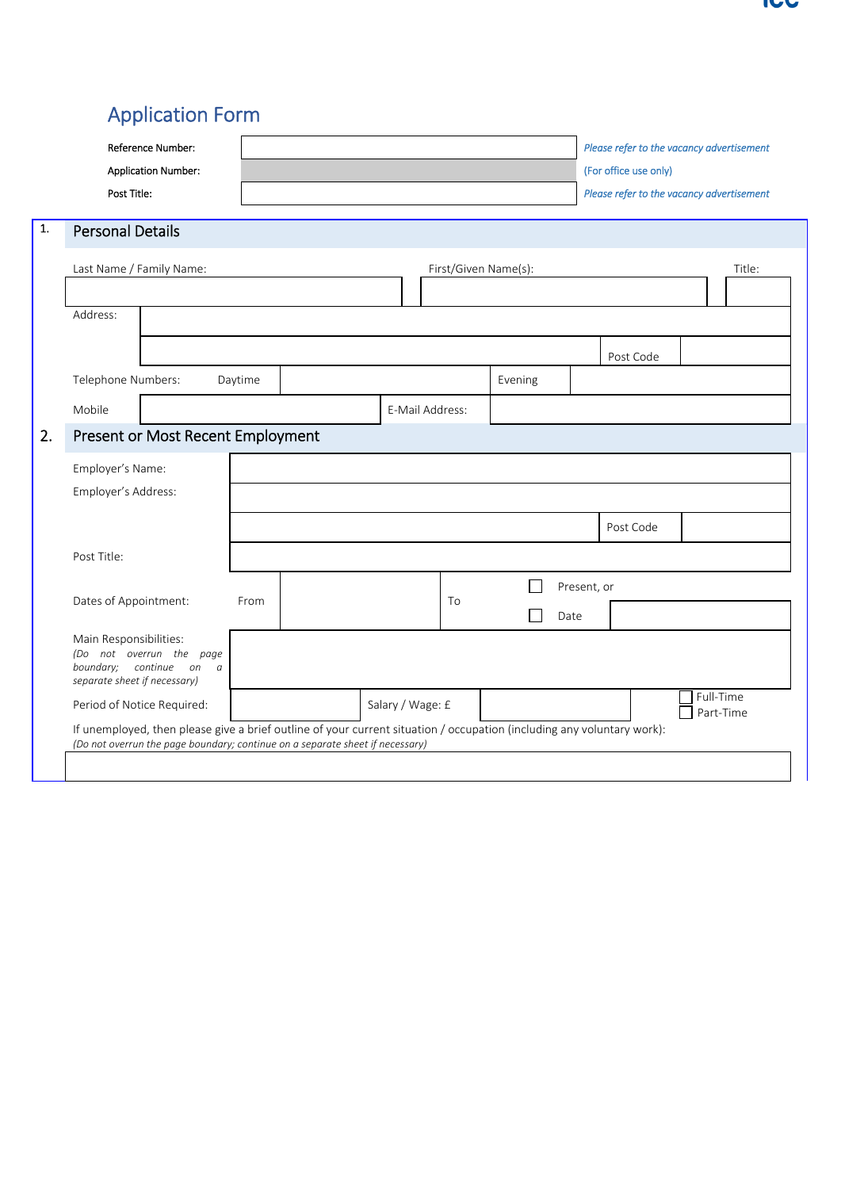# Application Form

| | | |
|---|---|---|
| Reference Number: | | *Please refer to the vacancy advertisement* |
| Application Number: | | (For office use only) |
| Post Title: | | *Please refer to the vacancy advertisement* |

## 1. Personal Details

| Last Name / Family Name: | First/Given Name(s): | Title: |
|---|---|---|
| | | |

| | | | |
|---|---|---|---|
| Address: | | | |
| | | Post Code | |

| | | | | |
|---|---|---|---|---|
| Telephone Numbers: | Daytime | | Evening | |
| Mobile | | E-Mail Address: | | |

## 2. Present or Most Recent Employment

| | |
|---|---|
| Employer's Name: | |
| Employer's Address: | |
| | Post Code |
| Post Title: | |

| | | | | |
|---|---|---|---|---|
| Dates of Appointment: | From | | To | ☐ Present, or |
| | | | | ☐ Date |

| | |
|---|---|
| Main Responsibilities: *(Do not overrun the page boundary; continue on a separate sheet if necessary)* | |

| | | | | |
|---|---|---|---|---|
| Period of Notice Required: | | Salary / Wage: £ | | ☐ Full-Time ☐ Part-Time |

If unemployed, then please give a brief outline of your current situation / occupation (including any voluntary work):
*(Do not overrun the page boundary; continue on a separate sheet if necessary)*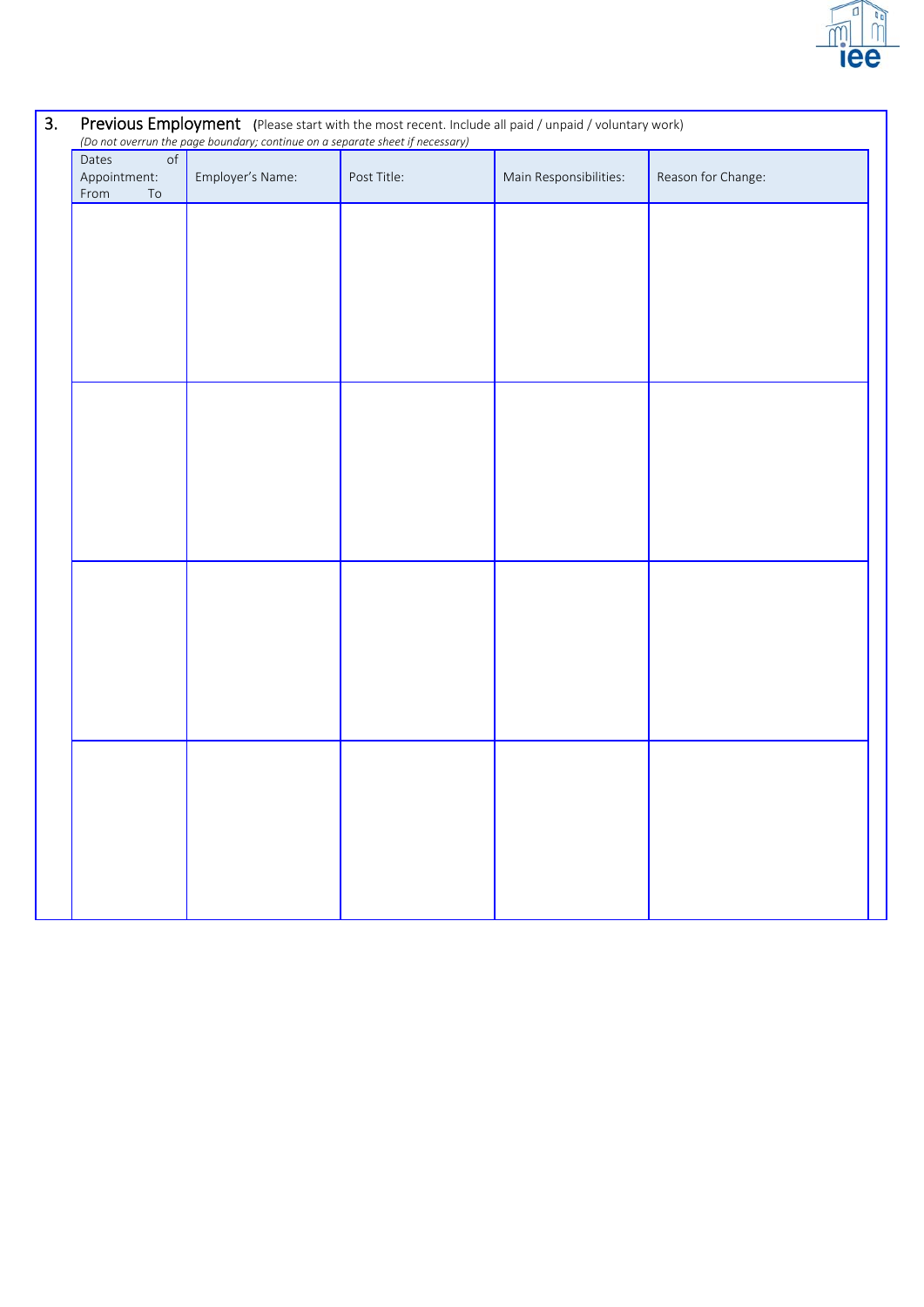## 3. Previous Employment (Please start with the most recent. Include all paid / unpaid / voluntary work)

*(Do not overrun the page boundary; continue on a separate sheet if necessary)*

| Dates of Appointment: From To | Employer's Name: | Post Title: | Main Responsibilities: | Reason for Change: |
|---|---|---|---|---|
| | | | | |
| | | | | |
| | | | | |
| | | | | |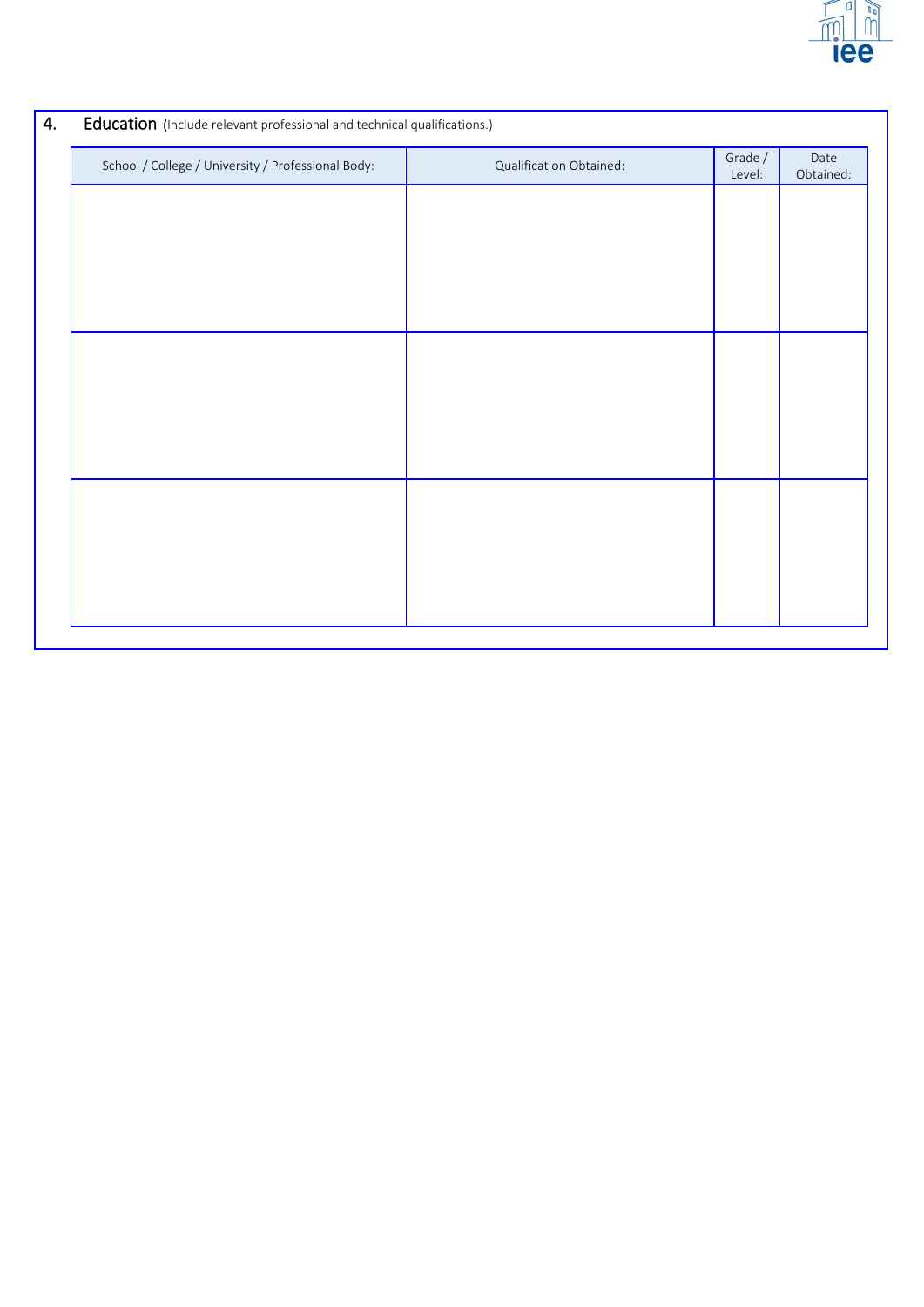## 4. Education (Include relevant professional and technical qualifications.)

| School / College / University / Professional Body: | Qualification Obtained: | Grade / Level: | Date Obtained: |
|---|---|---|---|
| | | | |
| | | | |
| | | | |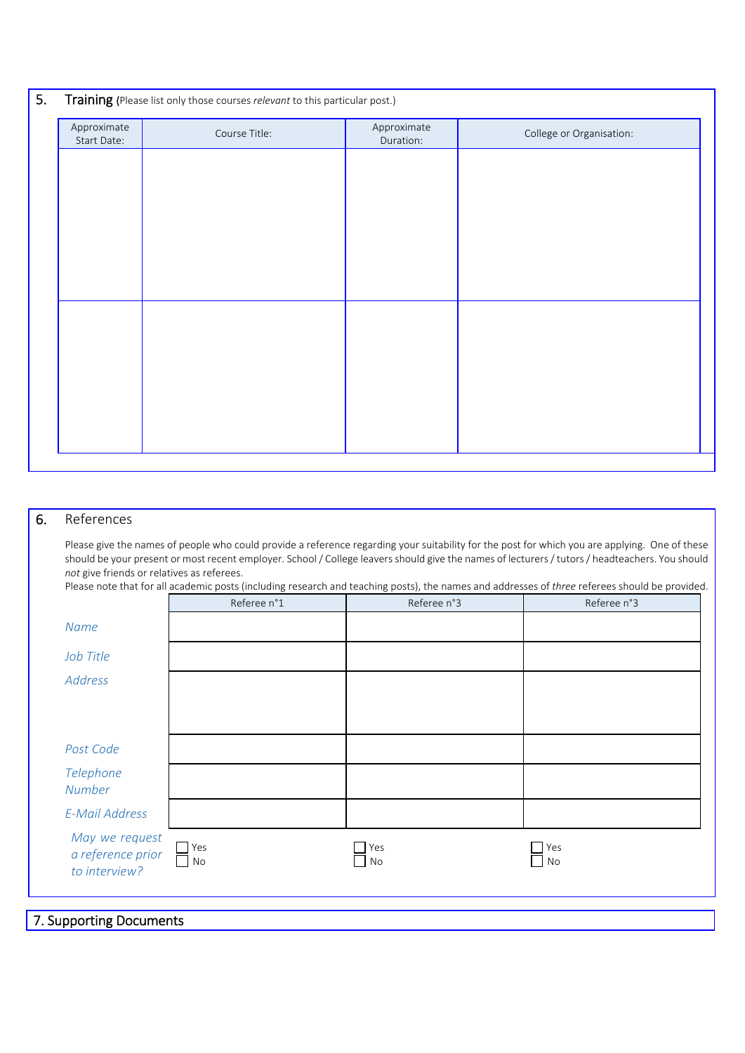## 5. Training (Please list only those courses *relevant* to this particular post.)

| Approximate Start Date: | Course Title: | Approximate Duration: | College or Organisation: |
|---|---|---|---|
| | | | |
| | | | |

## 6. References

Please give the names of people who could provide a reference regarding your suitability for the post for which you are applying. One of these should be your present or most recent employer. School / College leavers should give the names of lecturers / tutors / headteachers. You should *not* give friends or relatives as referees.

Please note that for all academic posts (including research and teaching posts), the names and addresses of *three* referees should be provided.

| | Referee n°1 | Referee n°3 | Referee n°3 |
|---|---|---|---|
| *Name* | | | |
| *Job Title* | | | |
| *Address* | | | |
| *Post Code* | | | |
| *Telephone Number* | | | |
| *E-Mail Address* | | | |
| *May we request a reference prior to interview?* | ☐ Yes ☐ No | ☐ Yes ☐ No | ☐ Yes ☐ No |

## 7. Supporting Documents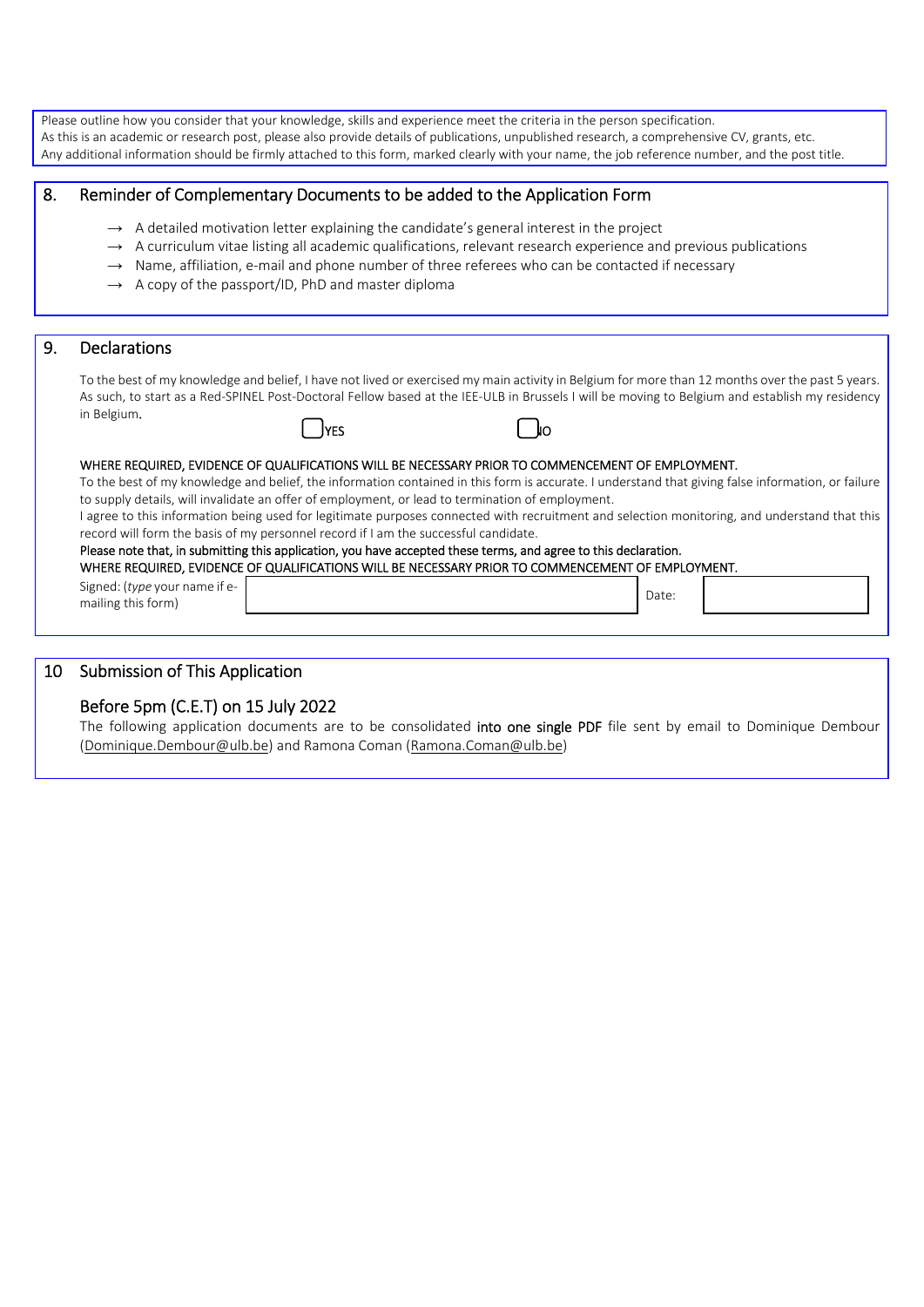Please outline how you consider that your knowledge, skills and experience meet the criteria in the person specification.
As this is an academic or research post, please also provide details of publications, unpublished research, a comprehensive CV, grants, etc.
Any additional information should be firmly attached to this form, marked clearly with your name, the job reference number, and the post title.

## 8. Reminder of Complementary Documents to be added to the Application Form

- → A detailed motivation letter explaining the candidate's general interest in the project
- → A curriculum vitae listing all academic qualifications, relevant research experience and previous publications
- → Name, affiliation, e-mail and phone number of three referees who can be contacted if necessary
- → A copy of the passport/ID, PhD and master diploma

## 9. Declarations

To the best of my knowledge and belief, I have not lived or exercised my main activity in Belgium for more than 12 months over the past 5 years. As such, to start as a Red-SPINEL Post-Doctoral Fellow based at the IEE-ULB in Brussels I will be moving to Belgium and establish my residency in Belgium.

☐ YES ☐ NO

WHERE REQUIRED, EVIDENCE OF QUALIFICATIONS WILL BE NECESSARY PRIOR TO COMMENCEMENT OF EMPLOYMENT.
To the best of my knowledge and belief, the information contained in this form is accurate. I understand that giving false information, or failure to supply details, will invalidate an offer of employment, or lead to termination of employment.
I agree to this information being used for legitimate purposes connected with recruitment and selection monitoring, and understand that this record will form the basis of my personnel record if I am the successful candidate.
Please note that, in submitting this application, you have accepted these terms, and agree to this declaration.
WHERE REQUIRED, EVIDENCE OF QUALIFICATIONS WILL BE NECESSARY PRIOR TO COMMENCEMENT OF EMPLOYMENT.

Signed: (*type* your name if e-mailing this form) ____________________ Date: __________

## 10 Submission of This Application

### Before 5pm (C.E.T) on 15 July 2022

The following application documents are to be consolidated **into one single PDF** file sent by email to Dominique Dembour (Dominique.Dembour@ulb.be) and Ramona Coman (Ramona.Coman@ulb.be)